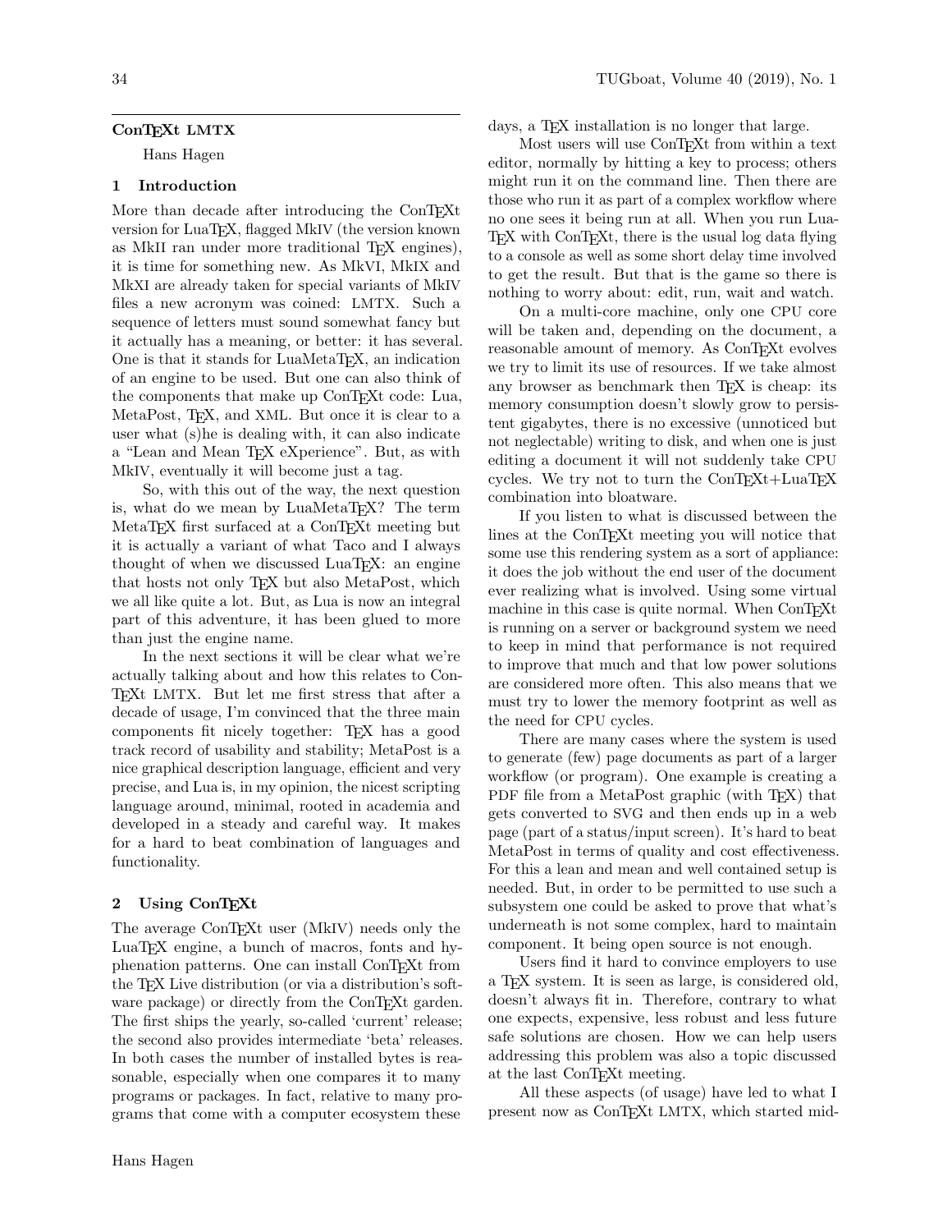# ConTEXt LMTX

Hans Hagen

## 1 Introduction

More than decade after introducing the ConTEXt version for LuaTEX, flagged MkIV (the version known as MkII ran under more traditional TEX engines), it is time for something new. As MkVI, MkIX and MkXI are already taken for special variants of MkIV files a new acronym was coined: LMTX. Such a sequence of letters must sound somewhat fancy but it actually has a meaning, or better: it has several. One is that it stands for LuaMetaTEX, an indication of an engine to be used. But one can also think of the components that make up ConTEXt code: Lua, MetaPost, TEX, and XML. But once it is clear to a user what (s)he is dealing with, it can also indicate a "Lean and Mean TEX eXperience". But, as with MkIV, eventually it will become just a tag.

So, with this out of the way, the next question is, what do we mean by LuaMetaTEX? The term MetaTEX first surfaced at a ConTEXt meeting but it is actually a variant of what Taco and I always thought of when we discussed LuaTEX: an engine that hosts not only TEX but also MetaPost, which we all like quite a lot. But, as Lua is now an integral part of this adventure, it has been glued to more than just the engine name.

In the next sections it will be clear what we're actually talking about and how this relates to ConTEXt LMTX. But let me first stress that after a decade of usage, I'm convinced that the three main components fit nicely together: TEX has a good track record of usability and stability; MetaPost is a nice graphical description language, efficient and very precise, and Lua is, in my opinion, the nicest scripting language around, minimal, rooted in academia and developed in a steady and careful way. It makes for a hard to beat combination of languages and functionality.

## 2 Using ConTEXt

The average ConTEXt user (MkIV) needs only the LuaTEX engine, a bunch of macros, fonts and hyphenation patterns. One can install ConTEXt from the TEX Live distribution (or via a distribution's software package) or directly from the ConTEXt garden. The first ships the yearly, so-called 'current' release; the second also provides intermediate 'beta' releases. In both cases the number of installed bytes is reasonable, especially when one compares it to many programs or packages. In fact, relative to many programs that come with a computer ecosystem these days, a TEX installation is no longer that large.

Most users will use ConTEXt from within a text editor, normally by hitting a key to process; others might run it on the command line. Then there are those who run it as part of a complex workflow where no one sees it being run at all. When you run LuaTEX with ConTEXt, there is the usual log data flying to a console as well as some short delay time involved to get the result. But that is the game so there is nothing to worry about: edit, run, wait and watch.

On a multi-core machine, only one CPU core will be taken and, depending on the document, a reasonable amount of memory. As ConTEXt evolves we try to limit its use of resources. If we take almost any browser as benchmark then TEX is cheap: its memory consumption doesn't slowly grow to persistent gigabytes, there is no excessive (unnoticed but not neglectable) writing to disk, and when one is just editing a document it will not suddenly take CPU cycles. We try not to turn the ConTEXt+LuaTEX combination into bloatware.

If you listen to what is discussed between the lines at the ConTEXt meeting you will notice that some use this rendering system as a sort of appliance: it does the job without the end user of the document ever realizing what is involved. Using some virtual machine in this case is quite normal. When ConTEXt is running on a server or background system we need to keep in mind that performance is not required to improve that much and that low power solutions are considered more often. This also means that we must try to lower the memory footprint as well as the need for CPU cycles.

There are many cases where the system is used to generate (few) page documents as part of a larger workflow (or program). One example is creating a PDF file from a MetaPost graphic (with TEX) that gets converted to SVG and then ends up in a web page (part of a status/input screen). It's hard to beat MetaPost in terms of quality and cost effectiveness. For this a lean and mean and well contained setup is needed. But, in order to be permitted to use such a subsystem one could be asked to prove that what's underneath is not some complex, hard to maintain component. It being open source is not enough.

Users find it hard to convince employers to use a TEX system. It is seen as large, is considered old, doesn't always fit in. Therefore, contrary to what one expects, expensive, less robust and less future safe solutions are chosen. How we can help users addressing this problem was also a topic discussed at the last ConTEXt meeting.

All these aspects (of usage) have led to what I present now as ConTEXt LMTX, which started mid-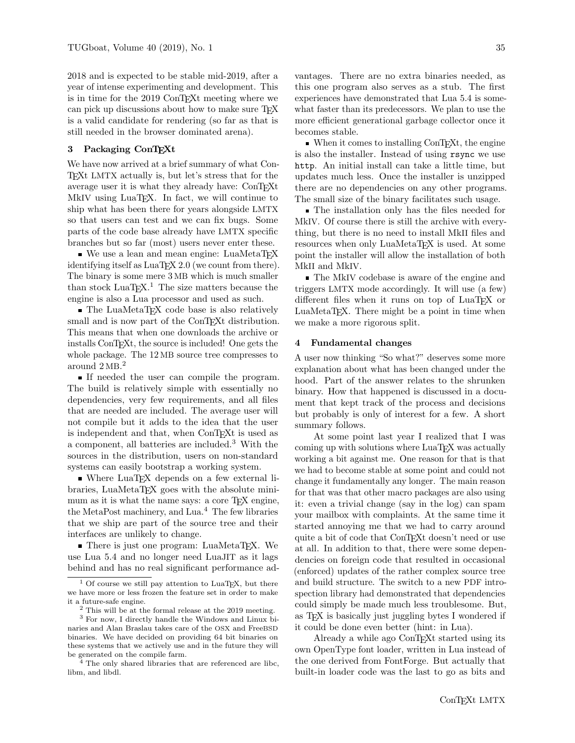2018 and is expected to be stable mid-2019, after a year of intense experimenting and development. This is in time for the 2019 ConTEXt meeting where we can pick up discussions about how to make sure TEX is a valid candidate for rendering (so far as that is still needed in the browser dominated arena).

### 3 Packaging ConTEXt

We have now arrived at a brief summary of what ConTEXt LMTX actually is, but let's stress that for the average user it is what they already have: ConTEXt MkIV using LuaTEX. In fact, we will continue to ship what has been there for years alongside LMTX so that users can test and we can fix bugs. Some parts of the code base already have LMTX specific branches but so far (most) users never enter these.

- We use a lean and mean engine: LuaMetaTEX identifying itself as LuaTEX 2.0 (we count from there). The binary is some mere 3 MB which is much smaller than stock LuaTEX.[1] The size matters because the engine is also a Lua processor and used as such.
- The LuaMetaTEX code base is also relatively small and is now part of the ConTEXt distribution. This means that when one downloads the archive or installs ConTEXt, the source is included! One gets the whole package. The 12 MB source tree compresses to around 2 MB.[2]
- If needed the user can compile the program. The build is relatively simple with essentially no dependencies, very few requirements, and all files that are needed are included. The average user will not compile but it adds to the idea that the user is independent and that, when ConTEXt is used as a component, all batteries are included.[3] With the sources in the distribution, users on non-standard systems can easily bootstrap a working system.
- Where LuaTEX depends on a few external libraries, LuaMetaTEX goes with the absolute minimum as it is what the name says: a core TEX engine, the MetaPost machinery, and Lua.[4] The few libraries that we ship are part of the source tree and their interfaces are unlikely to change.
- There is just one program: LuaMetaTEX. We use Lua 5.4 and no longer need LuaJIT as it lags behind and has no real significant performance advantages. There are no extra binaries needed, as this one program also serves as a stub. The first experiences have demonstrated that Lua 5.4 is somewhat faster than its predecessors. We plan to use the more efficient generational garbage collector once it becomes stable.
- When it comes to installing ConTEXt, the engine is also the installer. Instead of using `rsync` we use `http`. An initial install can take a little time, but updates much less. Once the installer is unzipped there are no dependencies on any other programs. The small size of the binary facilitates such usage.
- The installation only has the files needed for MkIV. Of course there is still the archive with everything, but there is no need to install MkII files and resources when only LuaMetaTEX is used. At some point the installer will allow the installation of both MkII and MkIV.
- The MkIV codebase is aware of the engine and triggers LMTX mode accordingly. It will use (a few) different files when it runs on top of LuaTEX or LuaMetaTEX. There might be a point in time when we make a more rigorous split.

### 4 Fundamental changes

A user now thinking "So what?" deserves some more explanation about what has been changed under the hood. Part of the answer relates to the shrunken binary. How that happened is discussed in a document that kept track of the process and decisions but probably is only of interest for a few. A short summary follows.

At some point last year I realized that I was coming up with solutions where LuaTEX was actually working a bit against me. One reason for that is that we had to become stable at some point and could not change it fundamentally any longer. The main reason for that was that other macro packages are also using it: even a trivial change (say in the log) can spam your mailbox with complaints. At the same time it started annoying me that we had to carry around quite a bit of code that ConTEXt doesn't need or use at all. In addition to that, there were some dependencies on foreign code that resulted in occasional (enforced) updates of the rather complex source tree and build structure. The switch to a new PDF introspection library had demonstrated that dependencies could simply be made much less troublesome. But, as TEX is basically just juggling bytes I wondered if it could be done even better (hint: in Lua).

Already a while ago ConTEXt started using its own OpenType font loader, written in Lua instead of the one derived from FontForge. But actually that built-in loader code was the last to go as bits and

---

[1] Of course we still pay attention to LuaTEX, but there we have more or less frozen the feature set in order to make it a future-safe engine.

[2] This will be at the formal release at the 2019 meeting.

[3] For now, I directly handle the Windows and Linux binaries and Alan Braslau takes care of the OSX and FreeBSD binaries. We have decided on providing 64 bit binaries on these systems that we actively use and in the future they will be generated on the compile farm.

[4] The only shared libraries that are referenced are libc, libm, and libdl.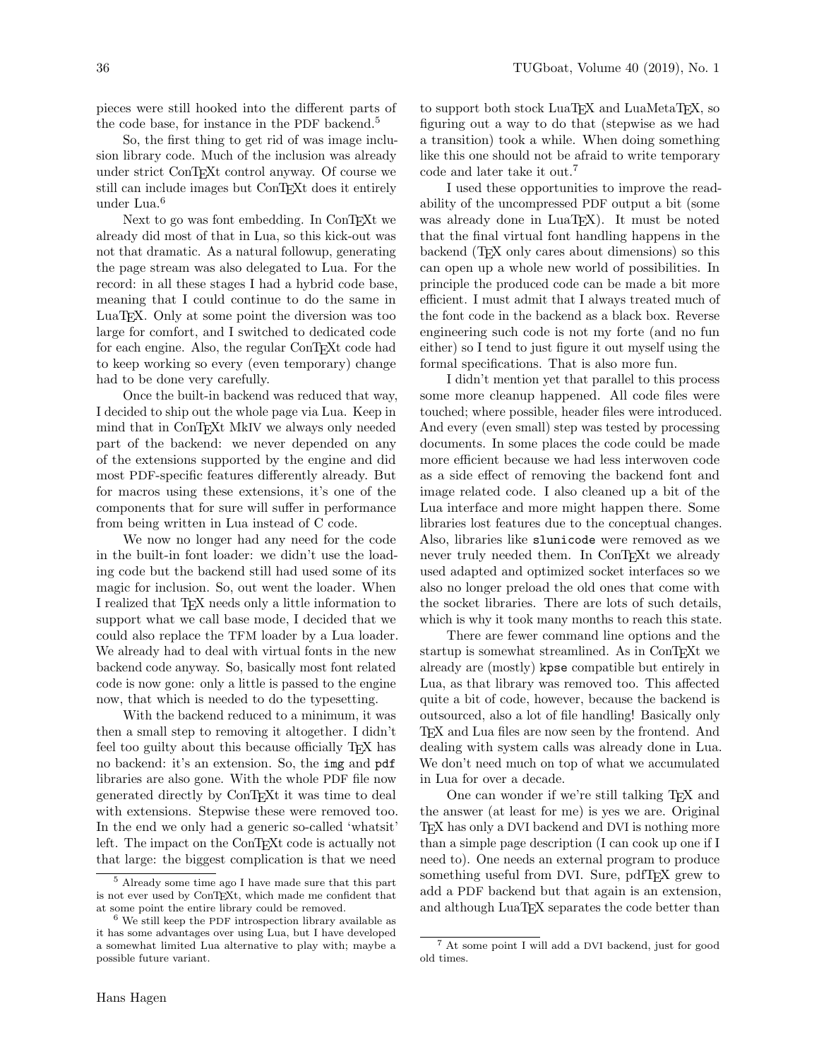pieces were still hooked into the different parts of the code base, for instance in the PDF backend.[5]

So, the first thing to get rid of was image inclusion library code. Much of the inclusion was already under strict ConTEXt control anyway. Of course we still can include images but ConTEXt does it entirely under Lua.[6]

Next to go was font embedding. In ConTEXt we already did most of that in Lua, so this kick-out was not that dramatic. As a natural followup, generating the page stream was also delegated to Lua. For the record: in all these stages I had a hybrid code base, meaning that I could continue to do the same in LuaTEX. Only at some point the diversion was too large for comfort, and I switched to dedicated code for each engine. Also, the regular ConTEXt code had to keep working so every (even temporary) change had to be done very carefully.

Once the built-in backend was reduced that way, I decided to ship out the whole page via Lua. Keep in mind that in ConTEXt MkIV we always only needed part of the backend: we never depended on any of the extensions supported by the engine and did most PDF-specific features differently already. But for macros using these extensions, it's one of the components that for sure will suffer in performance from being written in Lua instead of C code.

We now no longer had any need for the code in the built-in font loader: we didn't use the loading code but the backend still had used some of its magic for inclusion. So, out went the loader. When I realized that TEX needs only a little information to support what we call base mode, I decided that we could also replace the TFM loader by a Lua loader. We already had to deal with virtual fonts in the new backend code anyway. So, basically most font related code is now gone: only a little is passed to the engine now, that which is needed to do the typesetting.

With the backend reduced to a minimum, it was then a small step to removing it altogether. I didn't feel too guilty about this because officially TEX has no backend: it's an extension. So, the `img` and `pdf` libraries are also gone. With the whole PDF file now generated directly by ConTEXt it was time to deal with extensions. Stepwise these were removed too. In the end we only had a generic so-called 'whatsit' left. The impact on the ConTEXt code is actually not that large: the biggest complication is that we need to support both stock LuaTEX and LuaMetaTEX, so figuring out a way to do that (stepwise as we had a transition) took a while. When doing something like this one should not be afraid to write temporary code and later take it out.[7]

I used these opportunities to improve the readability of the uncompressed PDF output a bit (some was already done in LuaTEX). It must be noted that the final virtual font handling happens in the backend (TEX only cares about dimensions) so this can open up a whole new world of possibilities. In principle the produced code can be made a bit more efficient. I must admit that I always treated much of the font code in the backend as a black box. Reverse engineering such code is not my forte (and no fun either) so I tend to just figure it out myself using the formal specifications. That is also more fun.

I didn't mention yet that parallel to this process some more cleanup happened. All code files were touched; where possible, header files were introduced. And every (even small) step was tested by processing documents. In some places the code could be made more efficient because we had less interwoven code as a side effect of removing the backend font and image related code. I also cleaned up a bit of the Lua interface and more might happen there. Some libraries lost features due to the conceptual changes. Also, libraries like `slunicode` were removed as we never truly needed them. In ConTEXt we already used adapted and optimized socket interfaces so we also no longer preload the old ones that come with the socket libraries. There are lots of such details, which is why it took many months to reach this state.

There are fewer command line options and the startup is somewhat streamlined. As in ConTEXt we already are (mostly) `kpse` compatible but entirely in Lua, as that library was removed too. This affected quite a bit of code, however, because the backend is outsourced, also a lot of file handling! Basically only TEX and Lua files are now seen by the frontend. And dealing with system calls was already done in Lua. We don't need much on top of what we accumulated in Lua for over a decade.

One can wonder if we're still talking TEX and the answer (at least for me) is yes we are. Original TEX has only a DVI backend and DVI is nothing more than a simple page description (I can cook up one if I need to). One needs an external program to produce something useful from DVI. Sure, pdfTEX grew to add a PDF backend but that again is an extension, and although LuaTEX separates the code better than

[5] Already some time ago I have made sure that this part is not ever used by ConTEXt, which made me confident that at some point the entire library could be removed.

[6] We still keep the PDF introspection library available as it has some advantages over using Lua, but I have developed a somewhat limited Lua alternative to play with; maybe a possible future variant.

[7] At some point I will add a DVI backend, just for good old times.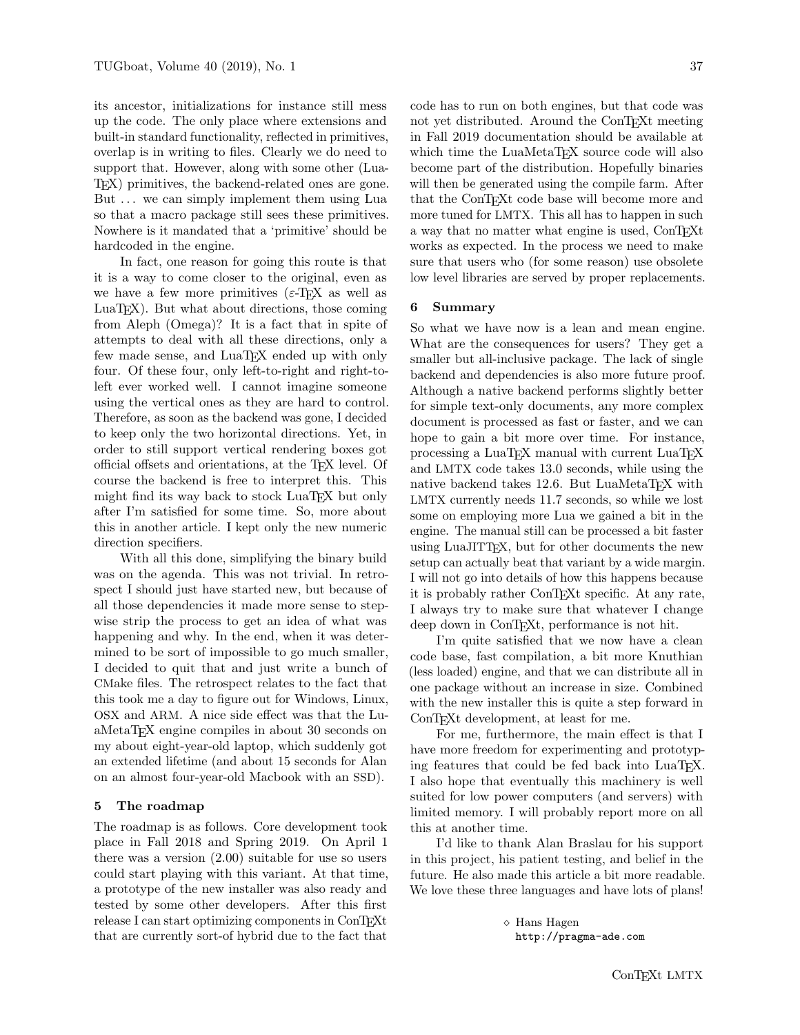its ancestor, initializations for instance still mess up the code. The only place where extensions and built-in standard functionality, reflected in primitives, overlap is in writing to files. Clearly we do need to support that. However, along with some other (LuaTeX) primitives, the backend-related ones are gone. But ... we can simply implement them using Lua so that a macro package still sees these primitives. Nowhere is it mandated that a 'primitive' should be hardcoded in the engine.

In fact, one reason for going this route is that it is a way to come closer to the original, even as we have a few more primitives ($\varepsilon$-TeX as well as LuaTeX). But what about directions, those coming from Aleph (Omega)? It is a fact that in spite of attempts to deal with all these directions, only a few made sense, and LuaTeX ended up with only four. Of these four, only left-to-right and right-to-left ever worked well. I cannot imagine someone using the vertical ones as they are hard to control. Therefore, as soon as the backend was gone, I decided to keep only the two horizontal directions. Yet, in order to still support vertical rendering boxes got official offsets and orientations, at the TeX level. Of course the backend is free to interpret this. This might find its way back to stock LuaTeX but only after I'm satisfied for some time. So, more about this in another article. I kept only the new numeric direction specifiers.

With all this done, simplifying the binary build was on the agenda. This was not trivial. In retrospect I should just have started new, but because of all those dependencies it made more sense to stepwise strip the process to get an idea of what was happening and why. In the end, when it was determined to be sort of impossible to go much smaller, I decided to quit that and just write a bunch of CMake files. The retrospect relates to the fact that this took me a day to figure out for Windows, Linux, OSX and ARM. A nice side effect was that the LuaMetaTeX engine compiles in about 30 seconds on my about eight-year-old laptop, which suddenly got an extended lifetime (and about 15 seconds for Alan on an almost four-year-old Macbook with an SSD).

## 5 The roadmap

The roadmap is as follows. Core development took place in Fall 2018 and Spring 2019. On April 1 there was a version (2.00) suitable for use so users could start playing with this variant. At that time, a prototype of the new installer was also ready and tested by some other developers. After this first release I can start optimizing components in ConTeXt that are currently sort-of hybrid due to the fact that code has to run on both engines, but that code was not yet distributed. Around the ConTeXt meeting in Fall 2019 documentation should be available at which time the LuaMetaTeX source code will also become part of the distribution. Hopefully binaries will then be generated using the compile farm. After that the ConTeXt code base will become more and more tuned for LMTX. This all has to happen in such a way that no matter what engine is used, ConTeXt works as expected. In the process we need to make sure that users who (for some reason) use obsolete low level libraries are served by proper replacements.

## 6 Summary

So what we have now is a lean and mean engine. What are the consequences for users? They get a smaller but all-inclusive package. The lack of single backend and dependencies is also more future proof. Although a native backend performs slightly better for simple text-only documents, any more complex document is processed as fast or faster, and we can hope to gain a bit more over time. For instance, processing a LuaTeX manual with current LuaTeX and LMTX code takes 13.0 seconds, while using the native backend takes 12.6. But LuaMetaTeX with LMTX currently needs 11.7 seconds, so while we lost some on employing more Lua we gained a bit in the engine. The manual still can be processed a bit faster using LuaJITTeX, but for other documents the new setup can actually beat that variant by a wide margin. I will not go into details of how this happens because it is probably rather ConTeXt specific. At any rate, I always try to make sure that whatever I change deep down in ConTeXt, performance is not hit.

I'm quite satisfied that we now have a clean code base, fast compilation, a bit more Knuthian (less loaded) engine, and that we can distribute all in one package without an increase in size. Combined with the new installer this is quite a step forward in ConTeXt development, at least for me.

For me, furthermore, the main effect is that I have more freedom for experimenting and prototyping features that could be fed back into LuaTeX. I also hope that eventually this machinery is well suited for low power computers (and servers) with limited memory. I will probably report more on all this at another time.

I'd like to thank Alan Braslau for his support in this project, his patient testing, and belief in the future. He also made this article a bit more readable. We love these three languages and have lots of plans!

◇ Hans Hagen
`http://pragma-ade.com`